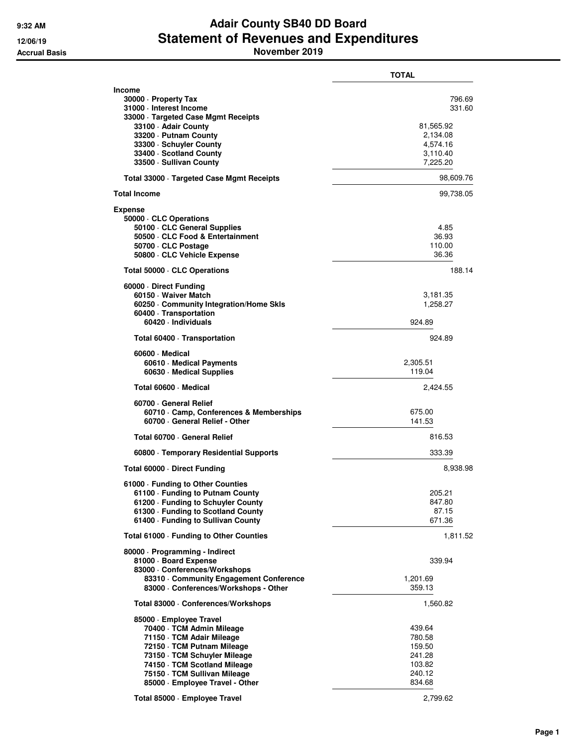# Adair County SB40 DD Board
## Statement of Revenues and Expenditures
### November 2019

9:32 AM
12/06/19
Accrual Basis

| | | TOTAL |
|---|---|---|
| **Income** | | |
| 30000 · Property Tax | | 796.69 |
| 31000 · Interest Income | | 331.60 |
| 33000 · Targeted Case Mgmt Receipts | | |
| 33100 · Adair County | 81,565.92 | |
| 33200 · Putnam County | 2,134.08 | |
| 33300 · Schuyler County | 4,574.16 | |
| 33400 · Scotland County | 3,110.40 | |
| 33500 · Sullivan County | 7,225.20 | |
| **Total 33000 · Targeted Case Mgmt Receipts** | | 98,609.76 |
| **Total Income** | | 99,738.05 |
| **Expense** | | |
| 50000 · CLC Operations | | |
| 50100 · CLC General Supplies | 4.85 | |
| 50500 · CLC Food & Entertainment | 36.93 | |
| 50700 · CLC Postage | 110.00 | |
| 50800 · CLC Vehicle Expense | 36.36 | |
| **Total 50000 · CLC Operations** | | 188.14 |
| 60000 · Direct Funding | | |
| 60150 · Waiver Match | 3,181.35 | |
| 60250 · Community Integration/Home Skls | 1,258.27 | |
| 60400 · Transportation | | |
| 60420 · Individuals | 924.89 | |
| **Total 60400 · Transportation** | 924.89 | |
| 60600 · Medical | | |
| 60610 · Medical Payments | 2,305.51 | |
| 60630 · Medical Supplies | 119.04 | |
| **Total 60600 · Medical** | 2,424.55 | |
| 60700 · General Relief | | |
| 60710 · Camp, Conferences & Memberships | 675.00 | |
| 60700 · General Relief - Other | 141.53 | |
| **Total 60700 · General Relief** | 816.53 | |
| 60800 · Temporary Residential Supports | 333.39 | |
| **Total 60000 · Direct Funding** | | 8,938.98 |
| 61000 · Funding to Other Counties | | |
| 61100 · Funding to Putnam County | 205.21 | |
| 61200 · Funding to Schuyler County | 847.80 | |
| 61300 · Funding to Scotland County | 87.15 | |
| 61400 · Funding to Sullivan County | 671.36 | |
| **Total 61000 · Funding to Other Counties** | | 1,811.52 |
| 80000 · Programming - Indirect | | |
| 81000 · Board Expense | 339.94 | |
| 83000 · Conferences/Workshops | | |
| 83310 · Community Engagement Conference | 1,201.69 | |
| 83000 · Conferences/Workshops - Other | 359.13 | |
| **Total 83000 · Conferences/Workshops** | 1,560.82 | |
| 85000 · Employee Travel | | |
| 70400 · TCM Admin Mileage | 439.64 | |
| 71150 · TCM Adair Mileage | 780.58 | |
| 72150 · TCM Putnam Mileage | 159.50 | |
| 73150 · TCM Schuyler Mileage | 241.28 | |
| 74150 · TCM Scotland Mileage | 103.82 | |
| 75150 · TCM Sullivan Mileage | 240.12 | |
| 85000 · Employee Travel - Other | 834.68 | |
| **Total 85000 · Employee Travel** | 2,799.62 | |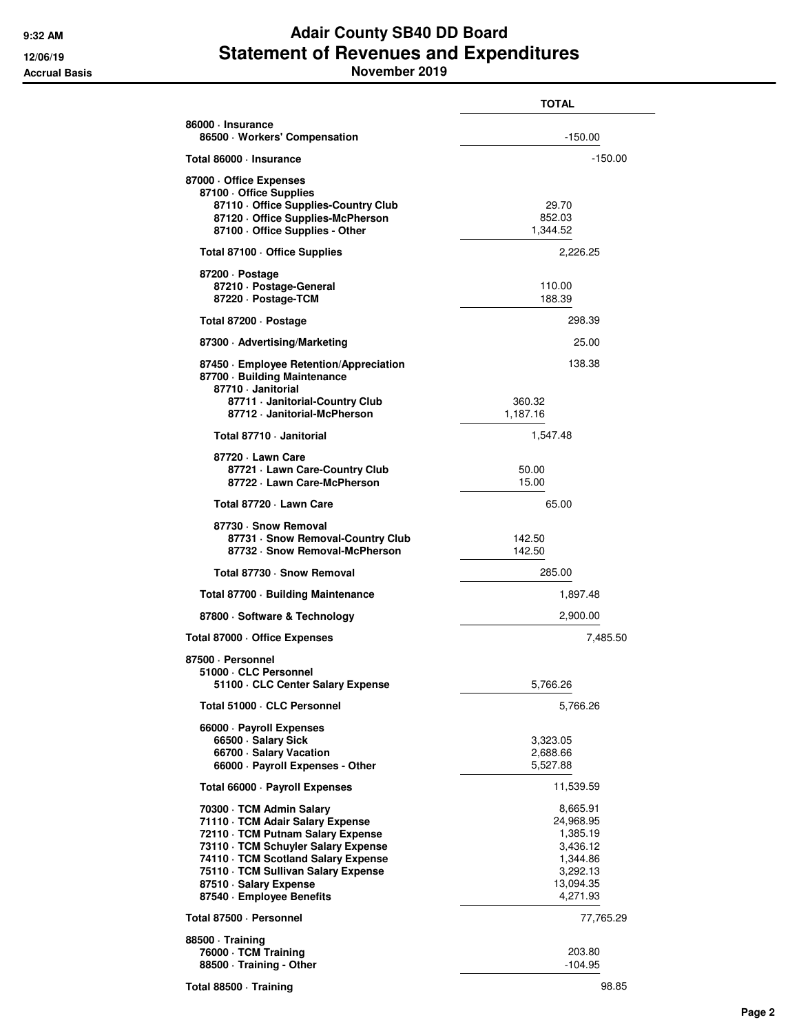# Adair County SB40 DD Board
## Statement of Revenues and Expenditures
### November 2019

9:32 AM
12/06/19
Accrual Basis

| | | TOTAL |
|---|---|---|
| 86000 · Insurance | | |
| 86500 · Workers' Compensation | -150.00 | |
| Total 86000 · Insurance | | -150.00 |
| 87000 · Office Expenses | | |
| 87100 · Office Supplies | | |
| 87110 · Office Supplies-Country Club | 29.70 | |
| 87120 · Office Supplies-McPherson | 852.03 | |
| 87100 · Office Supplies - Other | 1,344.52 | |
| Total 87100 · Office Supplies | | 2,226.25 |
| 87200 · Postage | | |
| 87210 · Postage-General | 110.00 | |
| 87220 · Postage-TCM | 188.39 | |
| Total 87200 · Postage | | 298.39 |
| 87300 · Advertising/Marketing | | 25.00 |
| 87450 · Employee Retention/Appreciation | | 138.38 |
| 87700 · Building Maintenance | | |
| 87710 · Janitorial | | |
| 87711 · Janitorial-Country Club | 360.32 | |
| 87712 · Janitorial-McPherson | 1,187.16 | |
| Total 87710 · Janitorial | 1,547.48 | |
| 87720 · Lawn Care | | |
| 87721 · Lawn Care-Country Club | 50.00 | |
| 87722 · Lawn Care-McPherson | 15.00 | |
| Total 87720 · Lawn Care | 65.00 | |
| 87730 · Snow Removal | | |
| 87731 · Snow Removal-Country Club | 142.50 | |
| 87732 · Snow Removal-McPherson | 142.50 | |
| Total 87730 · Snow Removal | 285.00 | |
| Total 87700 · Building Maintenance | | 1,897.48 |
| 87800 · Software & Technology | | 2,900.00 |
| Total 87000 · Office Expenses | | 7,485.50 |
| 87500 · Personnel | | |
| 51000 · CLC Personnel | | |
| 51100 · CLC Center Salary Expense | 5,766.26 | |
| Total 51000 · CLC Personnel | | 5,766.26 |
| 66000 · Payroll Expenses | | |
| 66500 · Salary Sick | 3,323.05 | |
| 66700 · Salary Vacation | 2,688.66 | |
| 66000 · Payroll Expenses - Other | 5,527.88 | |
| Total 66000 · Payroll Expenses | | 11,539.59 |
| 70300 · TCM Admin Salary | | 8,665.91 |
| 71110 · TCM Adair Salary Expense | | 24,968.95 |
| 72110 · TCM Putnam Salary Expense | | 1,385.19 |
| 73110 · TCM Schuyler Salary Expense | | 3,436.12 |
| 74110 · TCM Scotland Salary Expense | | 1,344.86 |
| 75110 · TCM Sullivan Salary Expense | | 3,292.13 |
| 87510 · Salary Expense | | 13,094.35 |
| 87540 · Employee Benefits | | 4,271.93 |
| Total 87500 · Personnel | | 77,765.29 |
| 88500 · Training | | |
| 76000 · TCM Training | | 203.80 |
| 88500 · Training - Other | | -104.95 |
| Total 88500 · Training | | 98.85 |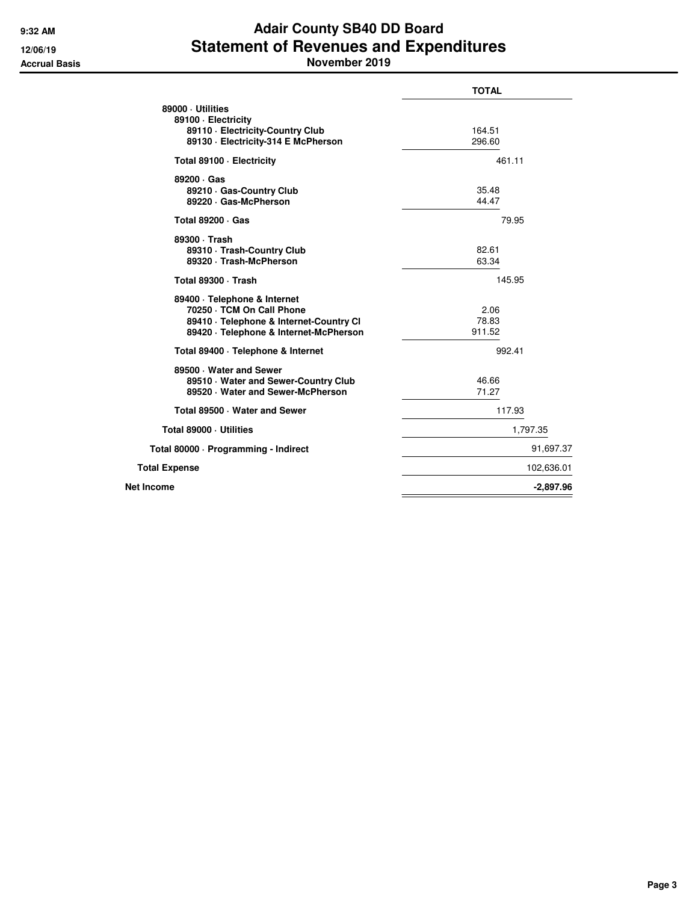# Adair County SB40 DD Board

## Statement of Revenues and Expenditures

### November 2019

9:32 AM
12/06/19
Accrual Basis

| | TOTAL |
|---|---|
| 89000 · Utilities | |
| 89100 · Electricity | |
| 89110 · Electricity-Country Club | 164.51 |
| 89130 · Electricity-314 E McPherson | 296.60 |
| Total 89100 · Electricity | 461.11 |
| 89200 · Gas | |
| 89210 · Gas-Country Club | 35.48 |
| 89220 · Gas-McPherson | 44.47 |
| Total 89200 · Gas | 79.95 |
| 89300 · Trash | |
| 89310 · Trash-Country Club | 82.61 |
| 89320 · Trash-McPherson | 63.34 |
| Total 89300 · Trash | 145.95 |
| 89400 · Telephone & Internet | |
| 70250 · TCM On Call Phone | 2.06 |
| 89410 · Telephone & Internet-Country Cl | 78.83 |
| 89420 · Telephone & Internet-McPherson | 911.52 |
| Total 89400 · Telephone & Internet | 992.41 |
| 89500 · Water and Sewer | |
| 89510 · Water and Sewer-Country Club | 46.66 |
| 89520 · Water and Sewer-McPherson | 71.27 |
| Total 89500 · Water and Sewer | 117.93 |
| Total 89000 · Utilities | 1,797.35 |
| Total 80000 · Programming - Indirect | 91,697.37 |
| Total Expense | 102,636.01 |
| **Net Income** | **-2,897.96** |